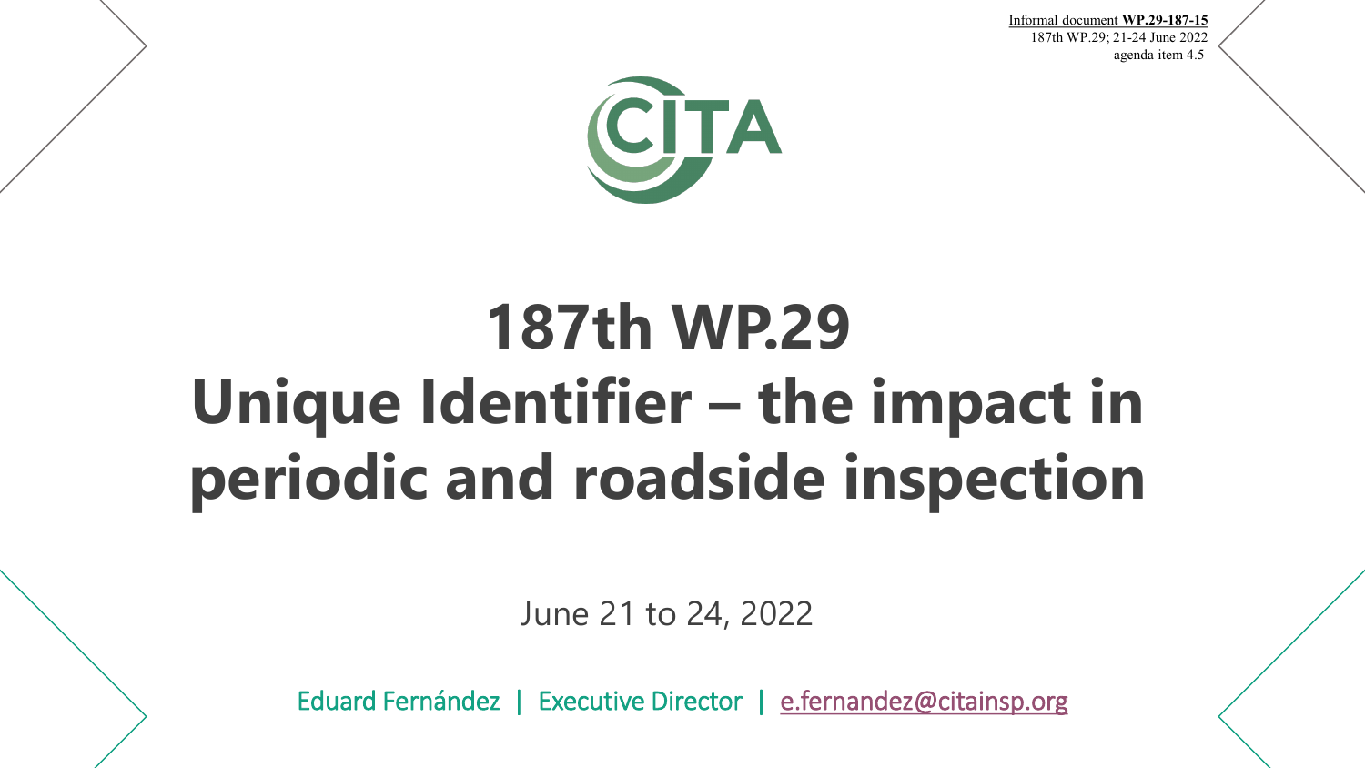Informal document **WP.29-187-15**
187th WP.29; 21-24 June 2022
agenda item 4.5

CITA

# 187th WP.29
# Unique Identifier – the impact in periodic and roadside inspection

June 21 to 24, 2022

Eduard Fernández | Executive Director | e.fernandez@citainsp.org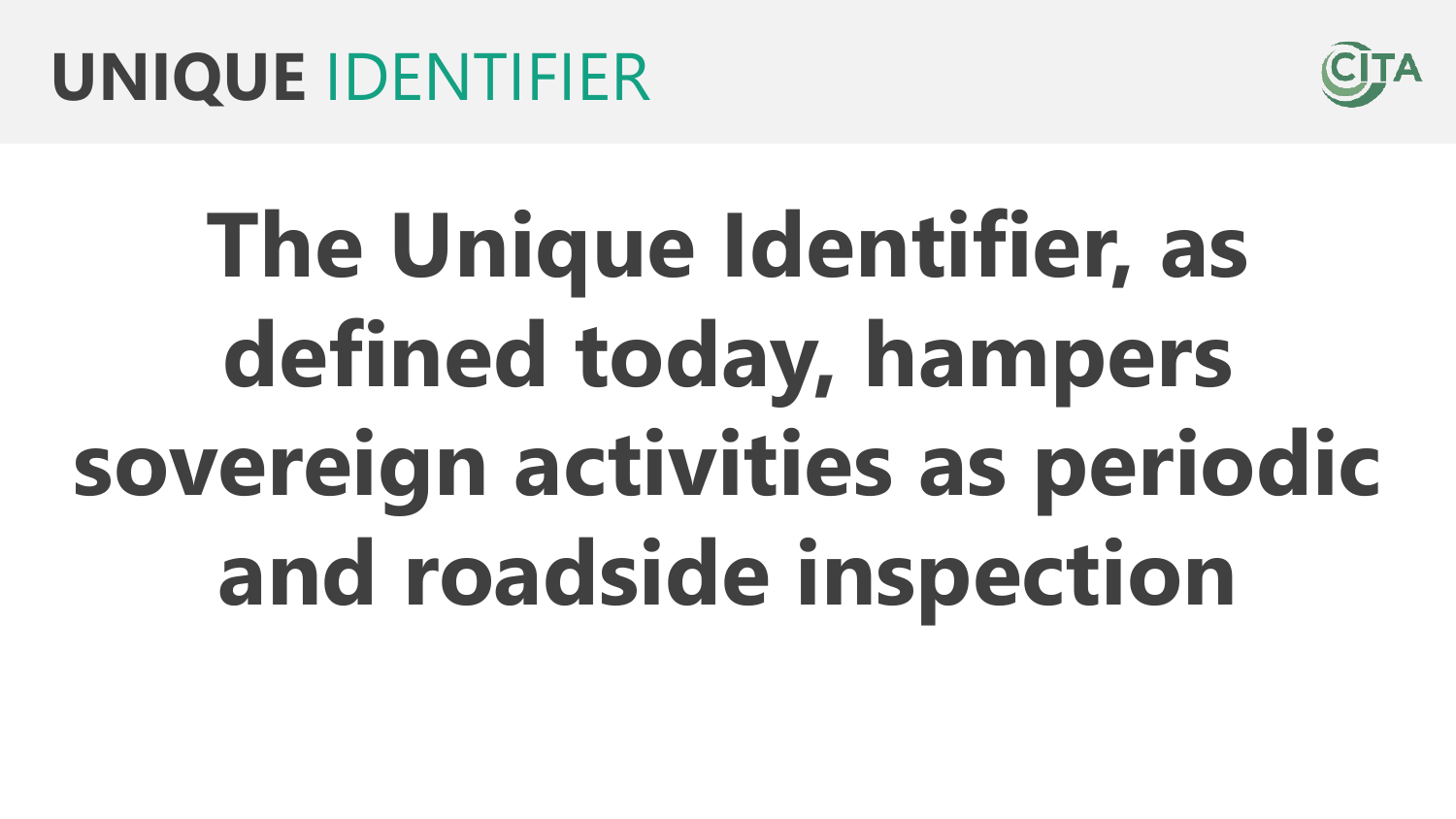# UNIQUE IDENTIFIER

**The Unique Identifier, as defined today, hampers sovereign activities as periodic and roadside inspection**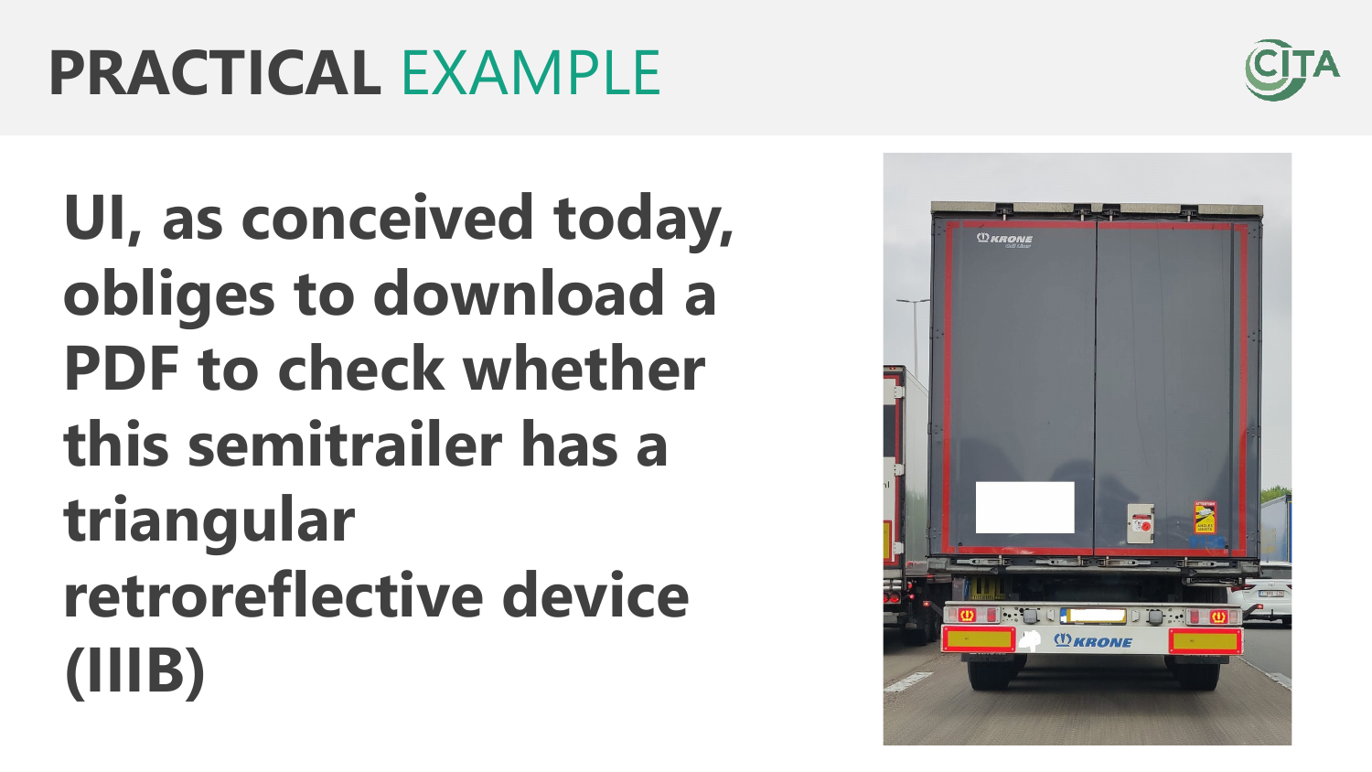# PRACTICAL EXAMPLE

**UI, as conceived today, obliges to download a PDF to check whether this semitrailer has a triangular retroreflective device (IIIB)**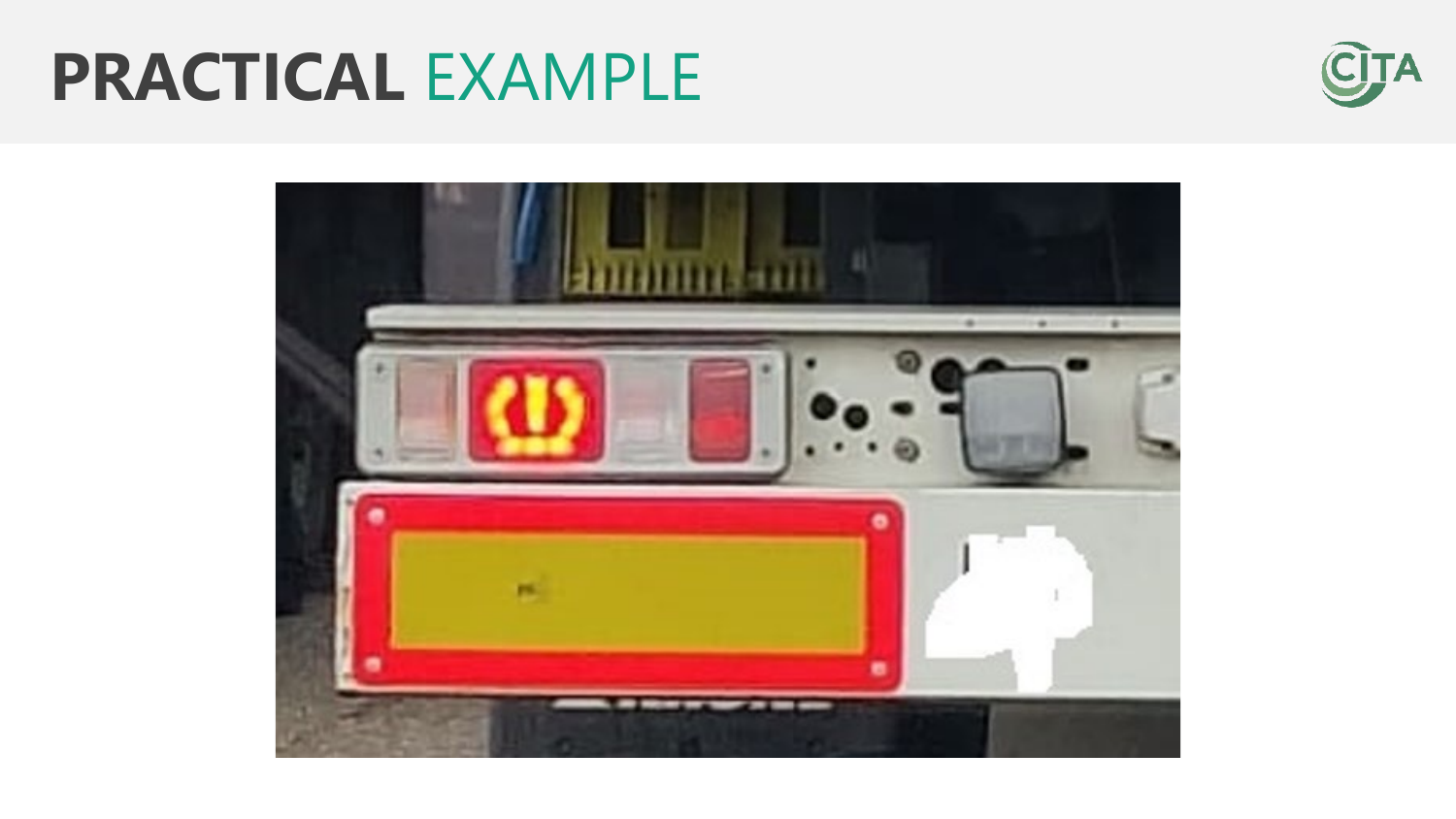# PRACTICAL EXAMPLE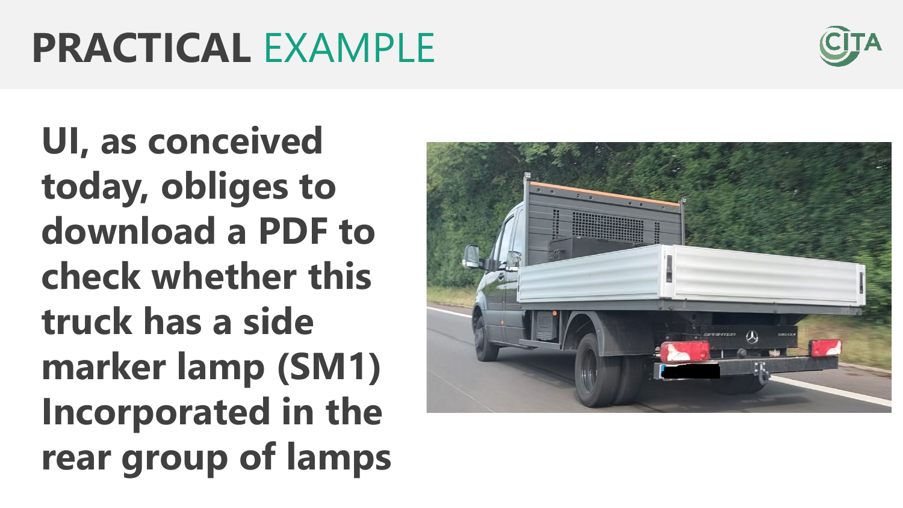# PRACTICAL EXAMPLE

**UI, as conceived today, obliges to download a PDF to check whether this truck has a side marker lamp (SM1) Incorporated in the rear group of lamps**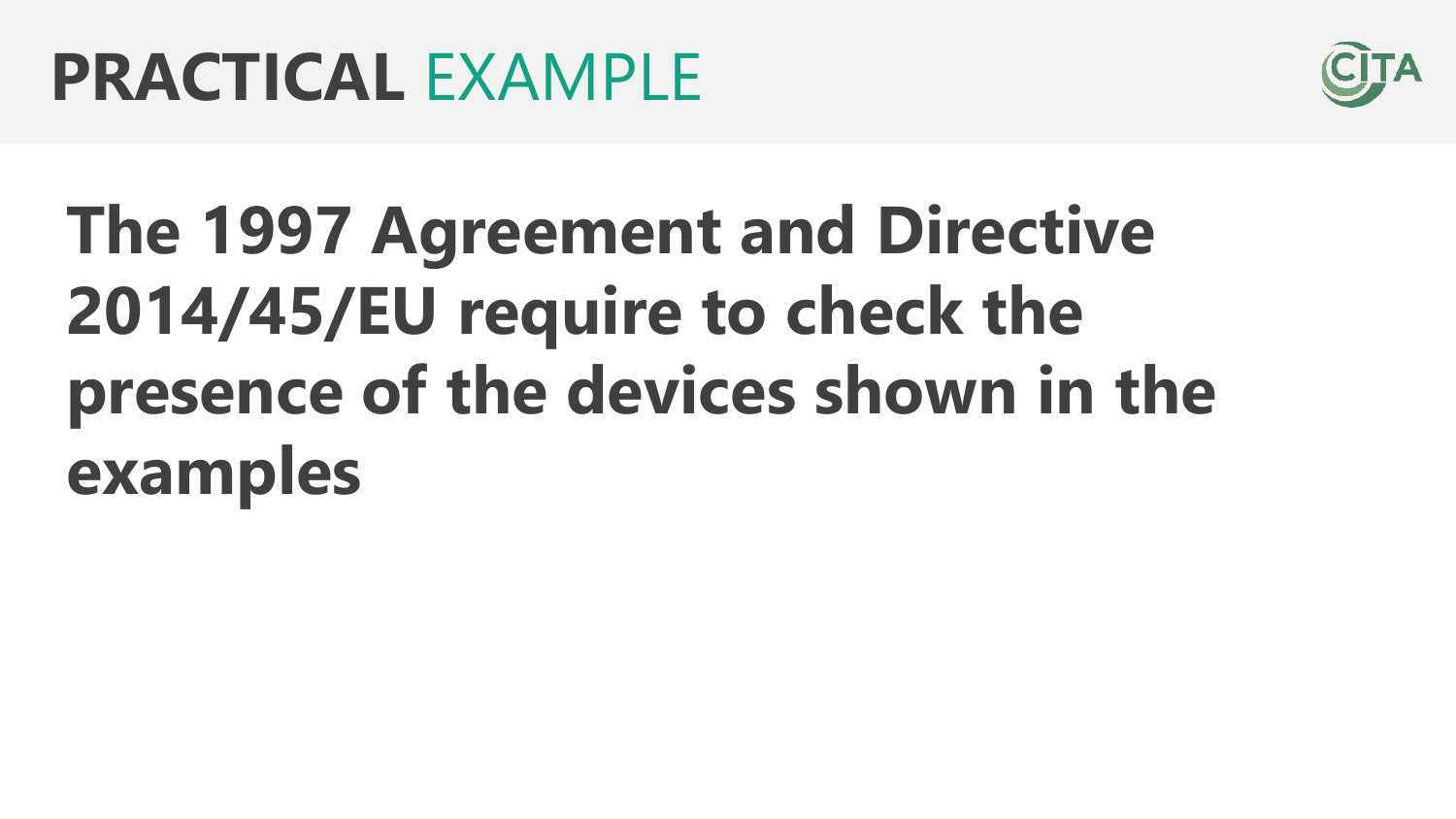# PRACTICAL EXAMPLE

**The 1997 Agreement and Directive 2014/45/EU require to check the presence of the devices shown in the examples**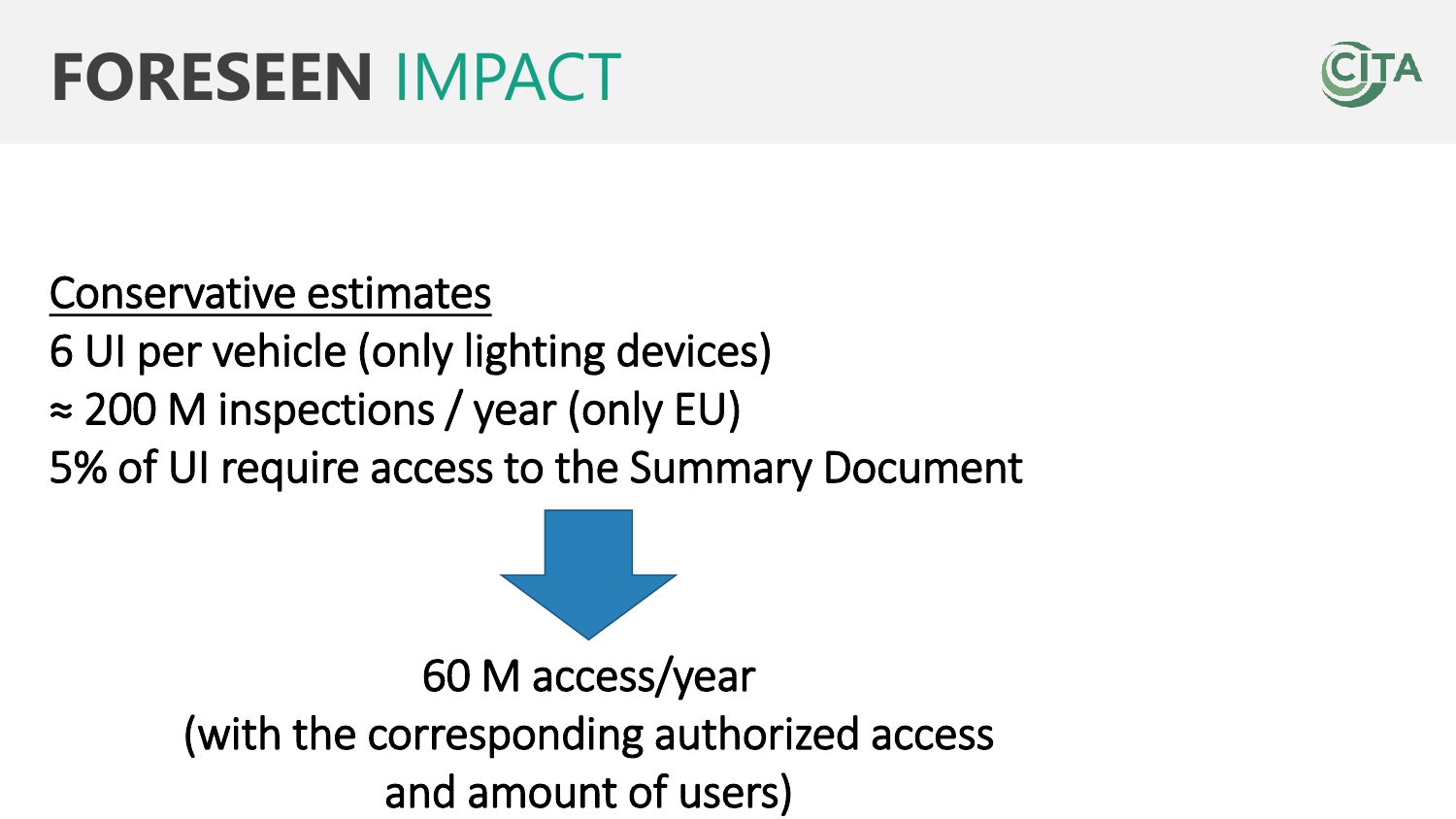# FORESEEN IMPACT

<u>Conservative estimates</u>

6 UI per vehicle (only lighting devices)

≈ 200 M inspections / year (only EU)

5% of UI require access to the Summary Document

60 M access/year
(with the corresponding authorized access and amount of users)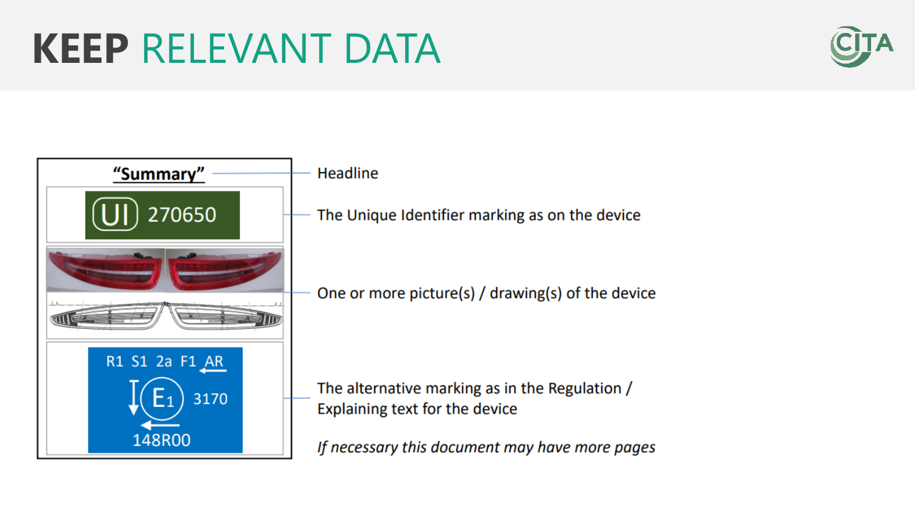# KEEP RELEVANT DATA

**"Summary"**

UI 270650

R1 S1 2a F1 AR

E1 3170

148R00

- Headline
- The Unique Identifier marking as on the device
- One or more picture(s) / drawing(s) of the device
- The alternative marking as in the Regulation / Explaining text for the device

*If necessary this document may have more pages*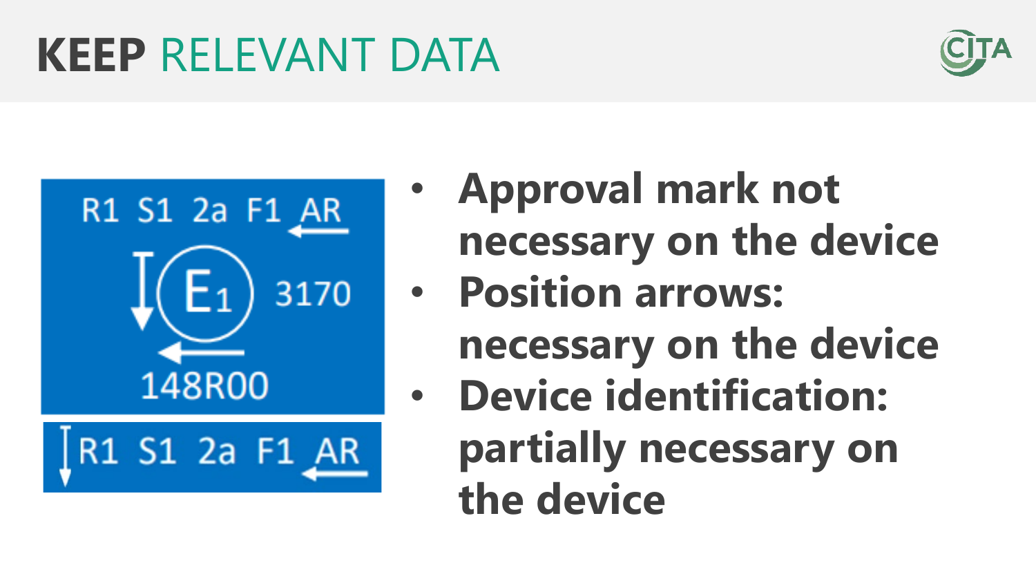# KEEP RELEVANT DATA

R1 S1 2a F1 AR

$E_1$ 3170

148R00

R1 S1 2a F1 AR

- **Approval mark not necessary on the device**
- **Position arrows: necessary on the device**
- **Device identification: partially necessary on the device**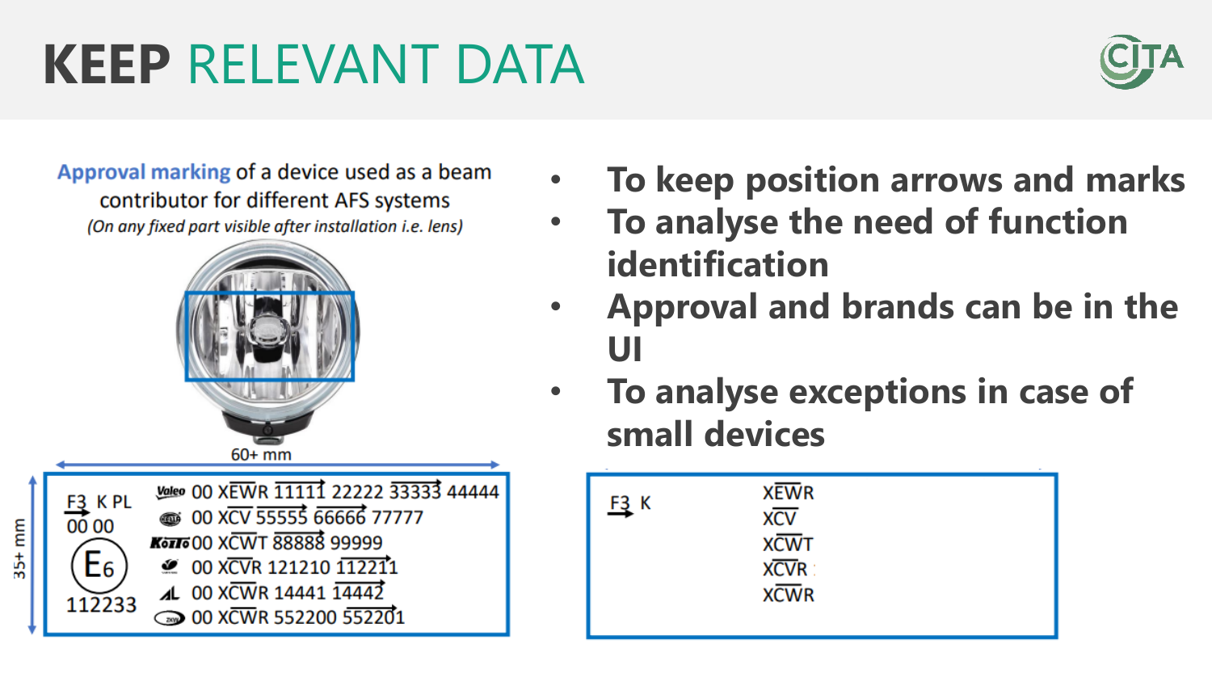# KEEP RELEVANT DATA

Approval marking of a device used as a beam contributor for different AFS systems

*(On any fixed part visible after installation i.e. lens)*

60+ mm

35+ mm

F3 K PL
00 00
E6
112233

Valeo 00 XEWR 11111 22222 33333 44444
HELLA 00 XCV 55555 66666 77777
KOITO 00 XCWT 88888 99999
00 XCVR 121210 112211
AL 00 XCWR 14441 14442
ZKW 00 XCWR 552200 552201

- To keep position arrows and marks
- To analyse the need of function identification
- Approval and brands can be in the UI
- To analyse exceptions in case of small devices

F3 K

XEWR
XCV
XCWT
XCVR
XCWR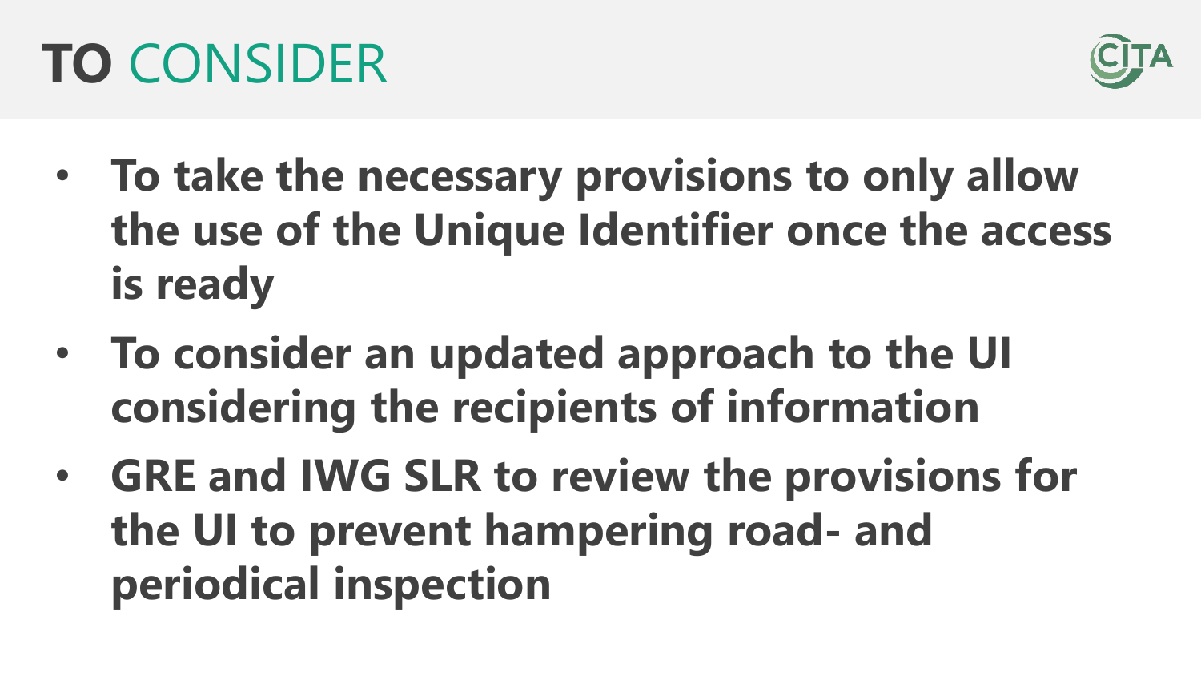# **TO** CONSIDER

- **To take the necessary provisions to only allow the use of the Unique Identifier once the access is ready**
- **To consider an updated approach to the UI considering the recipients of information**
- **GRE and IWG SLR to review the provisions for the UI to prevent hampering road- and periodical inspection**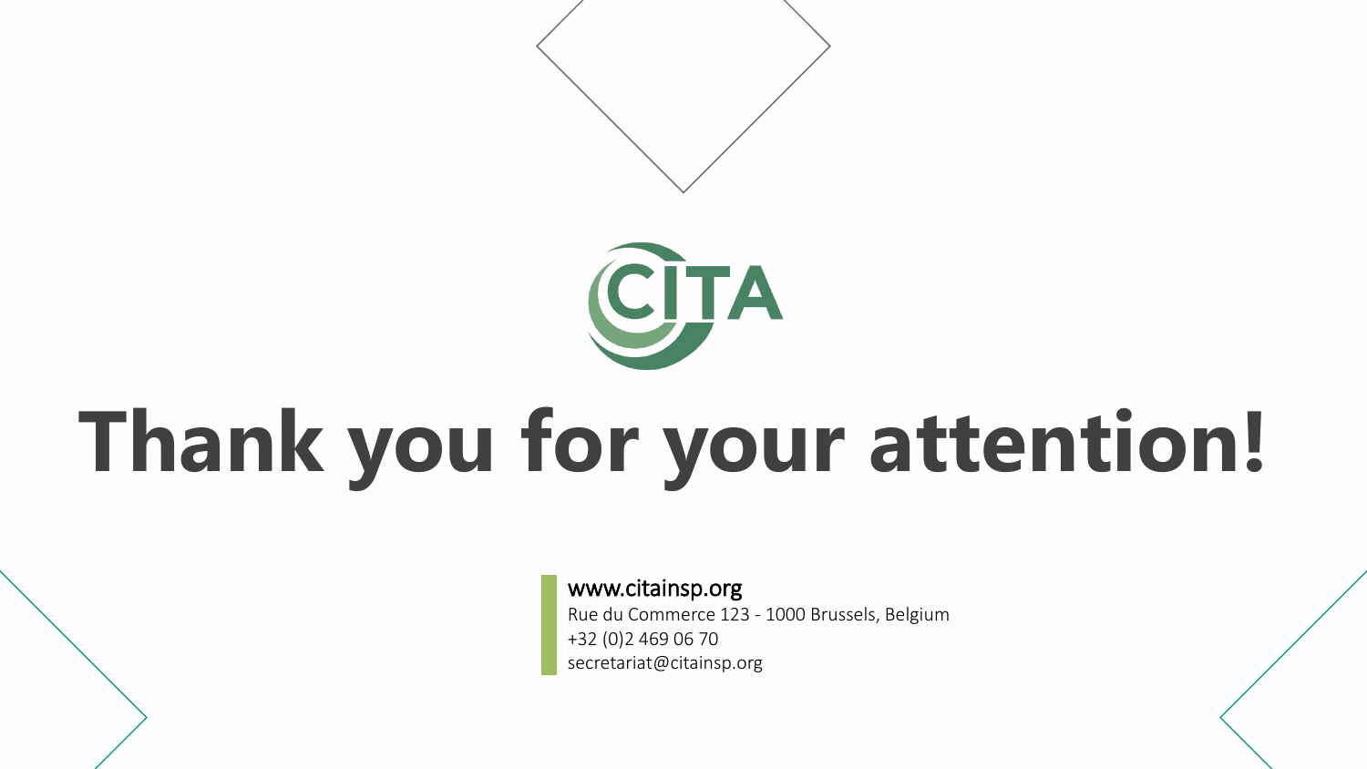CITA

# Thank you for your attention!

www.citainsp.org
Rue du Commerce 123 - 1000 Brussels, Belgium
+32 (0)2 469 06 70
secretariat@citainsp.org